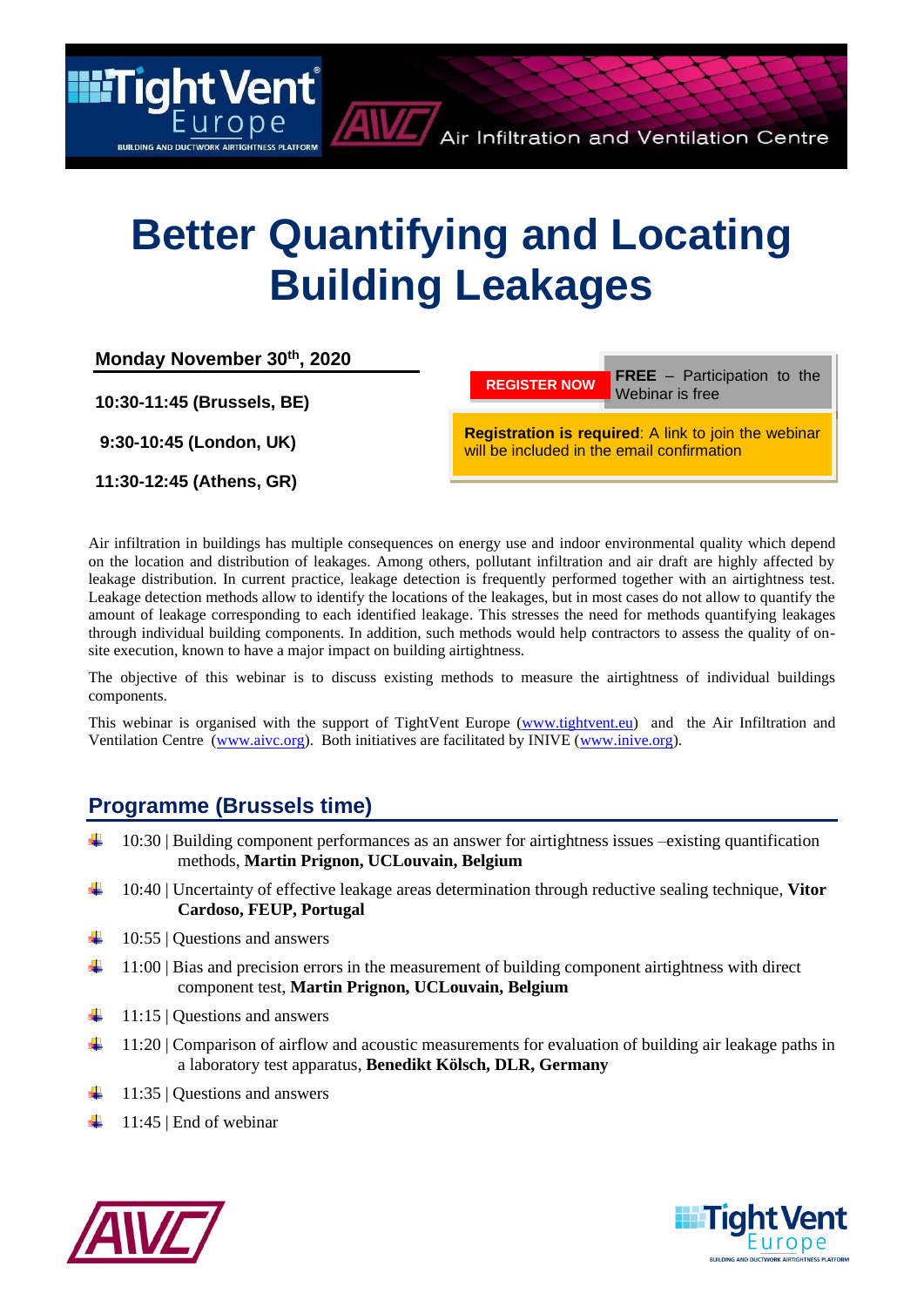# Better Quantifying and Locating Building Leakages

**Monday November 30th, 2020**

**10:30-11:45 (Brussels, BE)**

**9:30-10:45 (London, UK)**

**11:30-12:45 (Athens, GR)**

**REGISTER NOW**

**FREE** – Participation to the Webinar is free

**Registration is required**: A link to join the webinar will be included in the email confirmation

Air infiltration in buildings has multiple consequences on energy use and indoor environmental quality which depend on the location and distribution of leakages. Among others, pollutant infiltration and air draft are highly affected by leakage distribution. In current practice, leakage detection is frequently performed together with an airtightness test. Leakage detection methods allow to identify the locations of the leakages, but in most cases do not allow to quantify the amount of leakage corresponding to each identified leakage. This stresses the need for methods quantifying leakages through individual building components. In addition, such methods would help contractors to assess the quality of on-site execution, known to have a major impact on building airtightness.

The objective of this webinar is to discuss existing methods to measure the airtightness of individual buildings components.

This webinar is organised with the support of TightVent Europe (www.tightvent.eu) and the Air Infiltration and Ventilation Centre (www.aivc.org). Both initiatives are facilitated by INIVE (www.inive.org).

## Programme (Brussels time)

- 10:30 | Building component performances as an answer for airtightness issues –existing quantification methods, **Martin Prignon, UCLouvain, Belgium**
- 10:40 | Uncertainty of effective leakage areas determination through reductive sealing technique, **Vitor Cardoso, FEUP, Portugal**
- 10:55 | Questions and answers
- 11:00 | Bias and precision errors in the measurement of building component airtightness with direct component test, **Martin Prignon, UCLouvain, Belgium**
- 11:15 | Questions and answers
- 11:20 | Comparison of airflow and acoustic measurements for evaluation of building air leakage paths in a laboratory test apparatus, **Benedikt Kölsch, DLR, Germany**
- 11:35 | Questions and answers
- 11:45 | End of webinar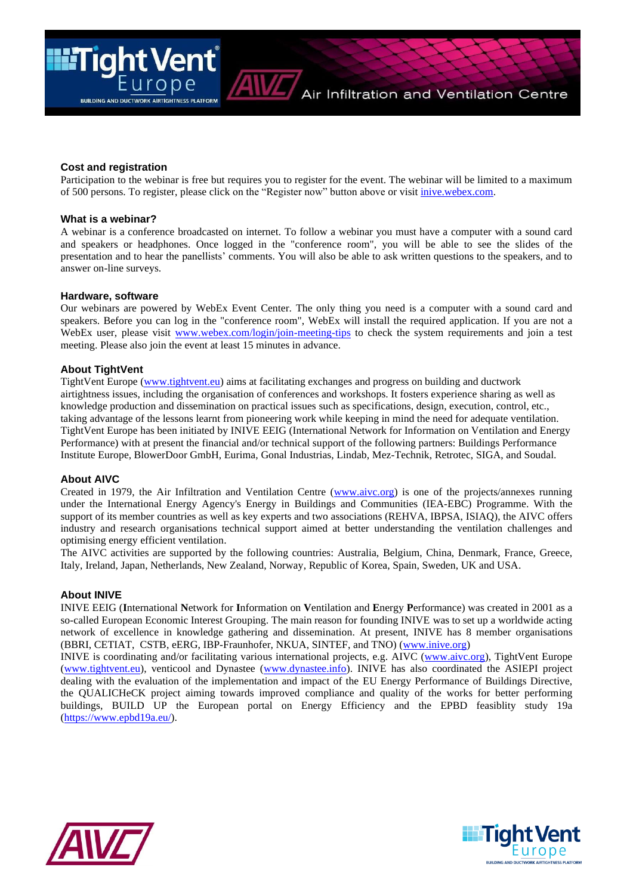### Cost and registration

Participation to the webinar is free but requires you to register for the event. The webinar will be limited to a maximum of 500 persons. To register, please click on the "Register now" button above or visit inive.webex.com.

### What is a webinar?

A webinar is a conference broadcasted on internet. To follow a webinar you must have a computer with a sound card and speakers or headphones. Once logged in the "conference room", you will be able to see the slides of the presentation and to hear the panellists' comments. You will also be able to ask written questions to the speakers, and to answer on-line surveys.

### Hardware, software

Our webinars are powered by WebEx Event Center. The only thing you need is a computer with a sound card and speakers. Before you can log in the "conference room", WebEx will install the required application. If you are not a WebEx user, please visit www.webex.com/login/join-meeting-tips to check the system requirements and join a test meeting. Please also join the event at least 15 minutes in advance.

### About TightVent

TightVent Europe (www.tightvent.eu) aims at facilitating exchanges and progress on building and ductwork airtightness issues, including the organisation of conferences and workshops. It fosters experience sharing as well as knowledge production and dissemination on practical issues such as specifications, design, execution, control, etc., taking advantage of the lessons learnt from pioneering work while keeping in mind the need for adequate ventilation. TightVent Europe has been initiated by INIVE EEIG (International Network for Information on Ventilation and Energy Performance) with at present the financial and/or technical support of the following partners: Buildings Performance Institute Europe, BlowerDoor GmbH, Eurima, Gonal Industrias, Lindab, Mez-Technik, Retrotec, SIGA, and Soudal.

### About AIVC

Created in 1979, the Air Infiltration and Ventilation Centre (www.aivc.org) is one of the projects/annexes running under the International Energy Agency's Energy in Buildings and Communities (IEA-EBC) Programme. With the support of its member countries as well as key experts and two associations (REHVA, IBPSA, ISIAQ), the AIVC offers industry and research organisations technical support aimed at better understanding the ventilation challenges and optimising energy efficient ventilation.

The AIVC activities are supported by the following countries: Australia, Belgium, China, Denmark, France, Greece, Italy, Ireland, Japan, Netherlands, New Zealand, Norway, Republic of Korea, Spain, Sweden, UK and USA.

### About INIVE

INIVE EEIG (**I**nternational **N**etwork for **I**nformation on **V**entilation and **E**nergy **P**erformance) was created in 2001 as a so-called European Economic Interest Grouping. The main reason for founding INIVE was to set up a worldwide acting network of excellence in knowledge gathering and dissemination. At present, INIVE has 8 member organisations (BBRI, CETIAT, CSTB, eERG, IBP-Fraunhofer, NKUA, SINTEF, and TNO) (www.inive.org)

INIVE is coordinating and/or facilitating various international projects, e.g. AIVC (www.aivc.org), TightVent Europe (www.tightvent.eu), venticool and Dynastee (www.dynastee.info). INIVE has also coordinated the ASIEPI project dealing with the evaluation of the implementation and impact of the EU Energy Performance of Buildings Directive, the QUALICHeCK project aiming towards improved compliance and quality of the works for better performing buildings, BUILD UP the European portal on Energy Efficiency and the EPBD feasiblity study 19a (https://www.epbd19a.eu/).